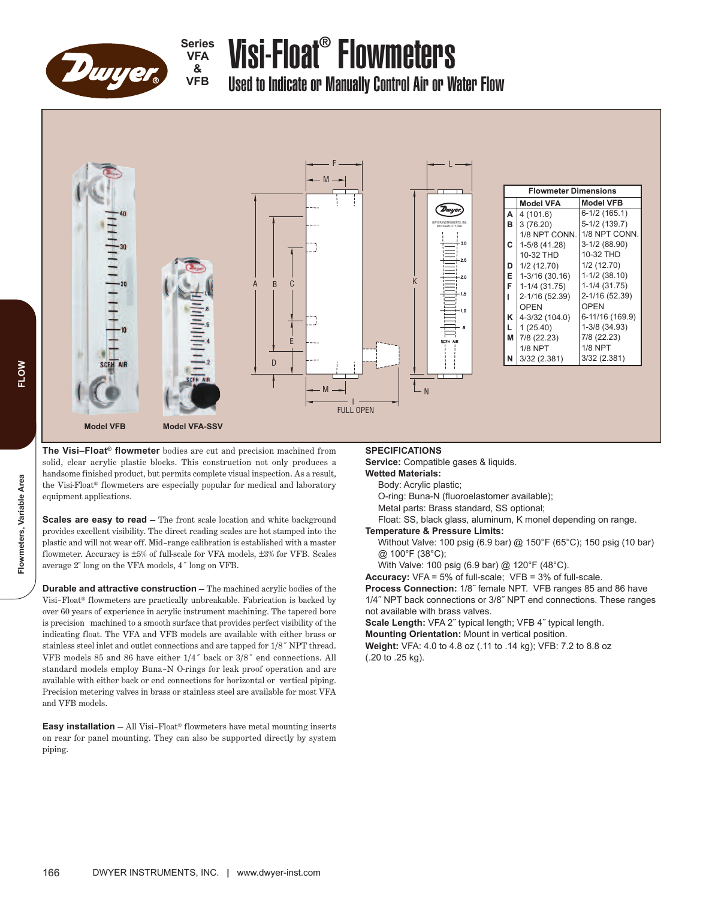# Series VFA & VFB Visi-Float® Flowmeters

## Used to Indicate or Manually Control Air or Water Flow

Model VFB

Model VFA-SSV

| | Flowmeter Dimensions | |
|---|---|---|
| | **Model VFA** | **Model VFB** |
| **A** | 4 (101.6) | 6-1/2 (165.1) |
| **B** | 3 (76.20) | 5-1/2 (139.7) |
| | 1/8 NPT CONN. | 1/8 NPT CONN. |
| **C** | 1-5/8 (41.28) | 3-1/2 (88.90) |
| | 10-32 THD | 10-32 THD |
| **D** | 1/2 (12.70) | 1/2 (12.70) |
| **E** | 1-3/16 (30.16) | 1-1/2 (38.10) |
| **F** | 1-1/4 (31.75) | 1-1/4 (31.75) |
| **I** | 2-1/16 (52.39) | 2-1/16 (52.39) |
| | OPEN | OPEN |
| **K** | 4-3/32 (104.0) | 6-11/16 (169.9) |
| **L** | 1 (25.40) | 1-3/8 (34.93) |
| **M** | 7/8 (22.23) | 7/8 (22.23) |
| | 1/8 NPT | 1/8 NPT |
| **N** | 3/32 (2.381) | 3/32 (2.381) |

**The Visi–Float® flowmeter** bodies are cut and precision machined from solid, clear acrylic plastic blocks. This construction not only produces a handsome finished product, but permits complete visual inspection. As a result, the Visi-Float® flowmeters are especially popular for medical and laboratory equipment applications.

**Scales are easy to read** – The front scale location and white background provides excellent visibility. The direct reading scales are hot stamped into the plastic and will not wear off. Mid–range calibration is established with a master flowmeter. Accuracy is ±5% of full-scale for VFA models, ±3% for VFB. Scales average 2" long on the VFA models, 4˝ long on VFB.

**Durable and attractive construction** – The machined acrylic bodies of the Visi–Float® flowmeters are practically unbreakable. Fabrication is backed by over 60 years of experience in acrylic instrument machining. The tapered bore is precision machined to a smooth surface that provides perfect visibility of the indicating float. The VFA and VFB models are available with either brass or stainless steel inlet and outlet connections and are tapped for 1/8˝ NPT thread. VFB models 85 and 86 have either 1/4˝ back or 3/8˝ end connections. All standard models employ Buna–N O-rings for leak proof operation and are available with either back or end connections for horizontal or vertical piping. Precision metering valves in brass or stainless steel are available for most VFA and VFB models.

**Easy installation** – All Visi–Float® flowmeters have metal mounting inserts on rear for panel mounting. They can also be supported directly by system piping.

### SPECIFICATIONS

**Service:** Compatible gases & liquids.

**Wetted Materials:**
- Body: Acrylic plastic;
- O-ring: Buna-N (fluoroelastomer available);
- Metal parts: Brass standard, SS optional;
- Float: SS, black glass, aluminum, K monel depending on range.

**Temperature & Pressure Limits:**
- Without Valve: 100 psig (6.9 bar) @ 150°F (65°C); 150 psig (10 bar) @ 100°F (38°C);
- With Valve: 100 psig (6.9 bar) @ 120°F (48°C).

**Accuracy:** VFA = 5% of full-scale; VFB = 3% of full-scale.

**Process Connection:** 1/8˝ female NPT. VFB ranges 85 and 86 have 1/4˝ NPT back connections or 3/8˝ NPT end connections. These ranges not available with brass valves.

**Scale Length:** VFA 2˝ typical length; VFB 4˝ typical length.

**Mounting Orientation:** Mount in vertical position.

**Weight:** VFA: 4.0 to 4.8 oz (.11 to .14 kg); VFB: 7.2 to 8.8 oz (.20 to .25 kg).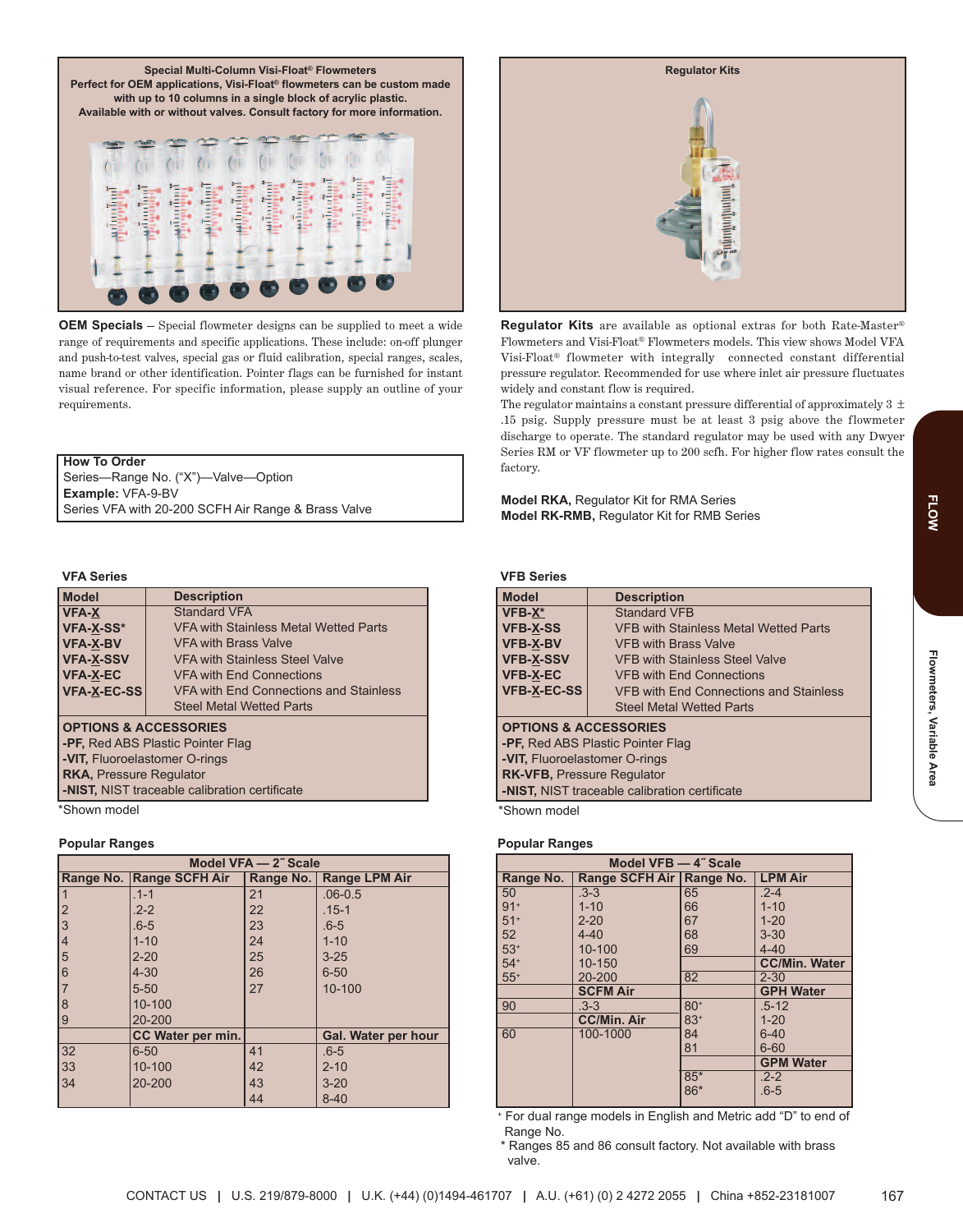**Special Multi-Column Visi-Float® Flowmeters**
**Perfect for OEM applications, Visi-Float® flowmeters can be custom made with up to 10 columns in a single block of acrylic plastic. Available with or without valves. Consult factory for more information.**

**OEM Specials** – Special flowmeter designs can be supplied to meet a wide range of requirements and specific applications. These include: on-off plunger and push-to-test valves, special gas or fluid calibration, special ranges, scales, name brand or other identification. Pointer flags can be furnished for instant visual reference. For specific information, please supply an outline of your requirements.

**How To Order**
Series—Range No. ("X")—Valve—Option
**Example:** VFA-9-BV
Series VFA with 20-200 SCFH Air Range & Brass Valve

**Regulator Kits**

**Regulator Kits** are available as optional extras for both Rate-Master® Flowmeters and Visi-Float® Flowmeters models. This view shows Model VFA Visi-Float® flowmeter with integrally connected constant differential pressure regulator. Recommended for use where inlet air pressure fluctuates widely and constant flow is required.
The regulator maintains a constant pressure differential of approximately 3 ± .15 psig. Supply pressure must be at least 3 psig above the flowmeter discharge to operate. The standard regulator may be used with any Dwyer Series RM or VF flowmeter up to 200 scfh. For higher flow rates consult the factory.

**Model RKA,** Regulator Kit for RMA Series
**Model RK-RMB,** Regulator Kit for RMB Series

### VFA Series

| Model | Description |
|---|---|
| **VFA-X** | Standard VFA |
| **VFA-X-SS*** | VFA with Stainless Metal Wetted Parts |
| **VFA-X-BV** | VFA with Brass Valve |
| **VFA-X-SSV** | VFA with Stainless Steel Valve |
| **VFA-X-EC** | VFA with End Connections |
| **VFA-X-EC-SS** | VFA with End Connections and Stainless Steel Metal Wetted Parts |

**OPTIONS & ACCESSORIES**
**-PF,** Red ABS Plastic Pointer Flag
**-VIT,** Fluoroelastomer O-rings
**RKA,** Pressure Regulator
**-NIST,** NIST traceable calibration certificate

*Shown model

### VFB Series

| Model | Description |
|---|---|
| **VFB-X*** | Standard VFB |
| **VFB-X-SS** | VFB with Stainless Metal Wetted Parts |
| **VFB-X-BV** | VFB with Brass Valve |
| **VFB-X-SSV** | VFB with Stainless Steel Valve |
| **VFB-X-EC** | VFB with End Connections |
| **VFB-X-EC-SS** | VFB with End Connections and Stainless Steel Metal Wetted Parts |

**OPTIONS & ACCESSORIES**
**-PF,** Red ABS Plastic Pointer Flag
**-VIT,** Fluoroelastomer O-rings
**RK-VFB,** Pressure Regulator
**-NIST,** NIST traceable calibration certificate

*Shown model

### Popular Ranges

| Model VFA — 2˝ Scale | | | |
|---|---|---|---|
| **Range No.** | **Range SCFH Air** | **Range No.** | **Range LPM Air** |
| 1 | .1-1 | 21 | .06-0.5 |
| 2 | .2-2 | 22 | .15-1 |
| 3 | .6-5 | 23 | .6-5 |
| 4 | 1-10 | 24 | 1-10 |
| 5 | 2-20 | 25 | 3-25 |
| 6 | 4-30 | 26 | 6-50 |
| 7 | 5-50 | 27 | 10-100 |
| 8 | 10-100 | | |
| 9 | 20-200 | | |
| | **CC Water per min.** | | **Gal. Water per hour** |
| 32 | 6-50 | 41 | .6-5 |
| 33 | 10-100 | 42 | 2-10 |
| 34 | 20-200 | 43 | 3-20 |
| | | 44 | 8-40 |

### Popular Ranges

| Model VFB — 4˝ Scale | | | |
|---|---|---|---|
| **Range No.** | **Range SCFH Air** | **Range No.** | **LPM Air** |
| 50 | .3-3 | 65 | .2-4 |
| 91+ | 1-10 | 66 | 1-10 |
| 51+ | 2-20 | 67 | 1-20 |
| 52 | 4-40 | 68 | 3-30 |
| 53+ | 10-100 | 69 | 4-40 |
| 54+ | 10-150 | | **CC/Min. Water** |
| 55+ | 20-200 | 82 | 2-30 |
| | **SCFH Air** | | **GPH Water** |
| 90 | .3-3 | 80+ | .5-12 |
| | **CC/Min. Air** | 83+ | 1-20 |
| 60 | 100-1000 | 84 | 6-40 |
| | | 81 | 6-60 |
| | | | **GPM Water** |
| | | 85* | .2-2 |
| | | 86* | .6-5 |

+ For dual range models in English and Metric add "D" to end of Range No.
* Ranges 85 and 86 consult factory. Not available with brass valve.